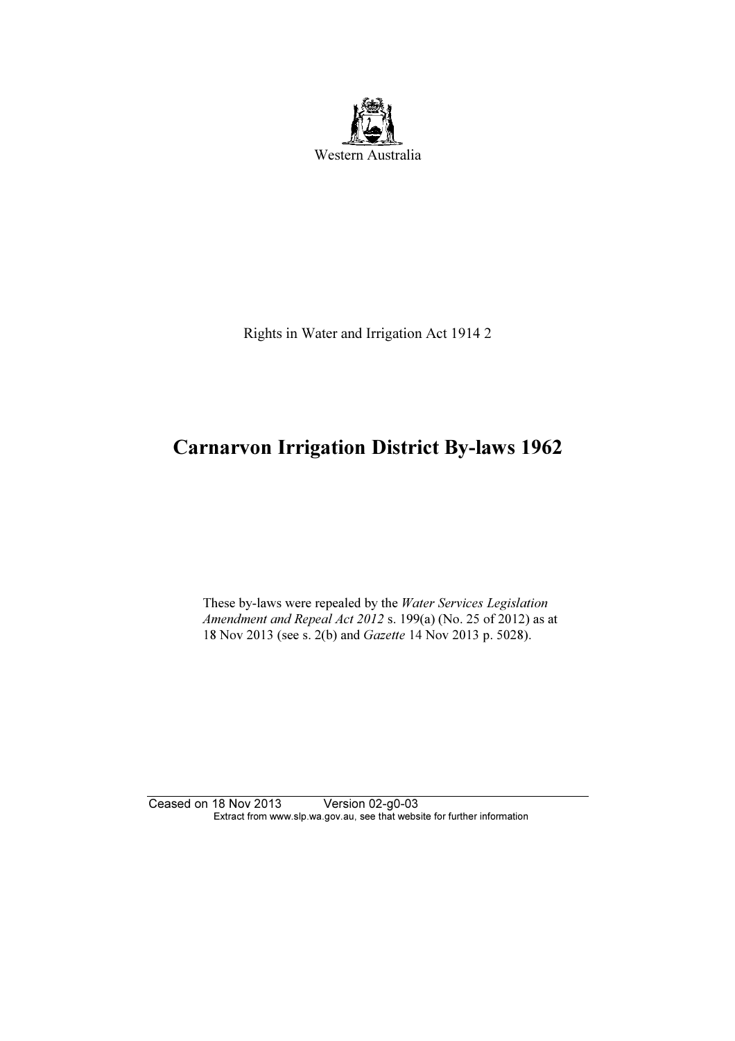Western Australia

Rights in Water and Irrigation Act 1914 2

# Carnarvon Irrigation District By-laws 1962

These by-laws were repealed by the *Water Services Legislation Amendment and Repeal Act 2012* s. 199(a) (No. 25 of 2012) as at 18 Nov 2013 (see s. 2(b) and *Gazette* 14 Nov 2013 p. 5028).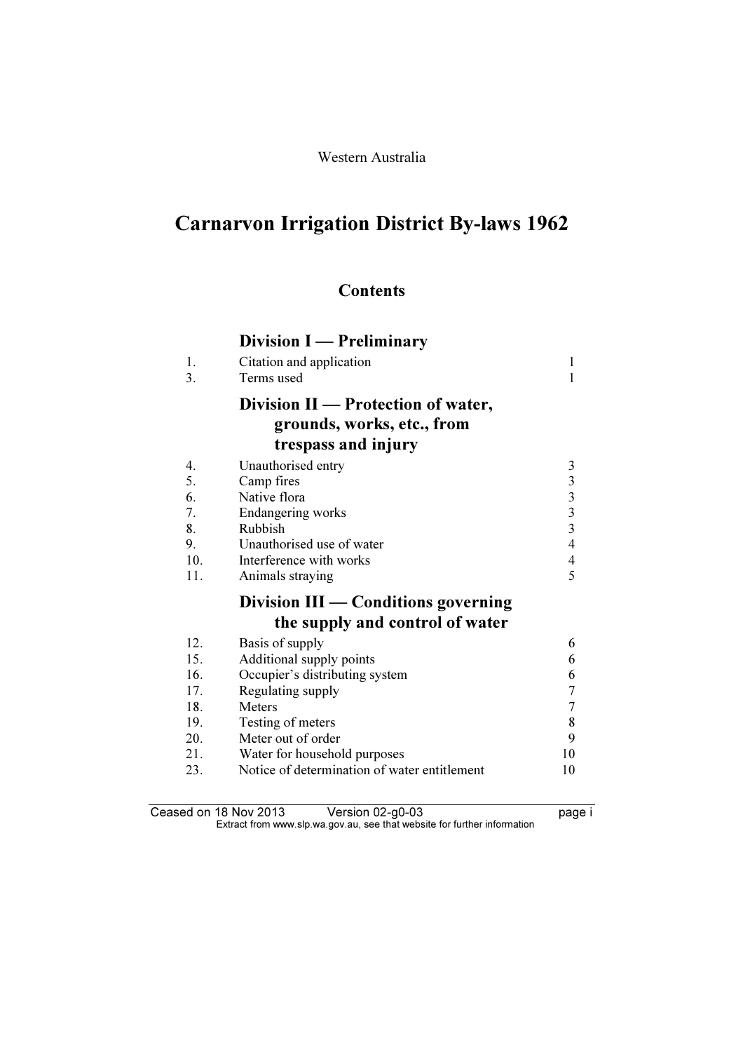Western Australia

# Carnarvon Irrigation District By-laws 1962

## Contents

### Division I — Preliminary

| | | |
|---|---|---|
| 1. | Citation and application | 1 |
| 3. | Terms used | 1 |

### Division II — Protection of water, grounds, works, etc., from trespass and injury

| | | |
|---|---|---|
| 4. | Unauthorised entry | 3 |
| 5. | Camp fires | 3 |
| 6. | Native flora | 3 |
| 7. | Endangering works | 3 |
| 8. | Rubbish | 3 |
| 9. | Unauthorised use of water | 4 |
| 10. | Interference with works | 4 |
| 11. | Animals straying | 5 |

### Division III — Conditions governing the supply and control of water

| | | |
|---|---|---|
| 12. | Basis of supply | 6 |
| 15. | Additional supply points | 6 |
| 16. | Occupier's distributing system | 6 |
| 17. | Regulating supply | 7 |
| 18. | Meters | 7 |
| 19. | Testing of meters | 8 |
| 20. | Meter out of order | 9 |
| 21. | Water for household purposes | 10 |
| 23. | Notice of determination of water entitlement | 10 |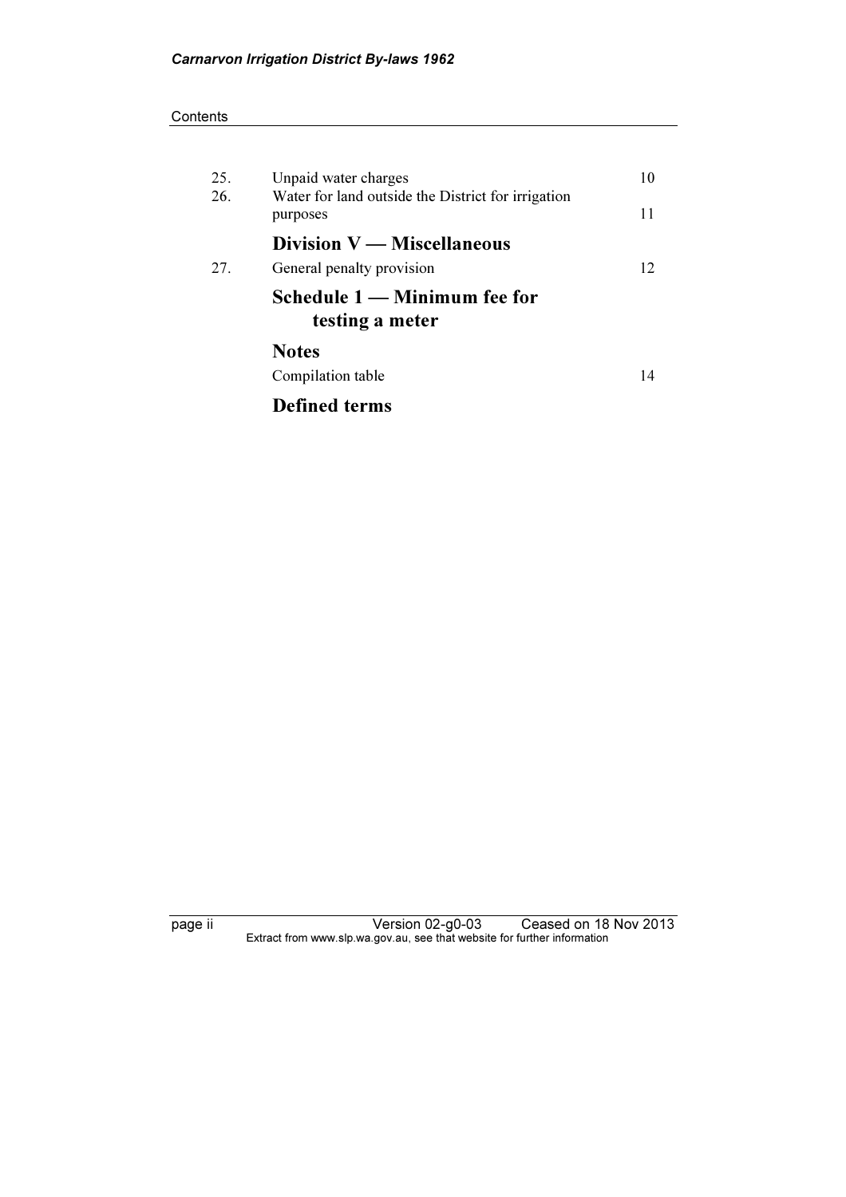| | | |
|---|---|---|
| 25. | Unpaid water charges | 10 |
| 26. | Water for land outside the District for irrigation purposes | 11 |

## Division V — Miscellaneous

| | | |
|---|---|---|
| 27. | General penalty provision | 12 |

## Schedule 1 — Minimum fee for testing a meter

## Notes

| | |
|---|---|
| Compilation table | 14 |

## Defined terms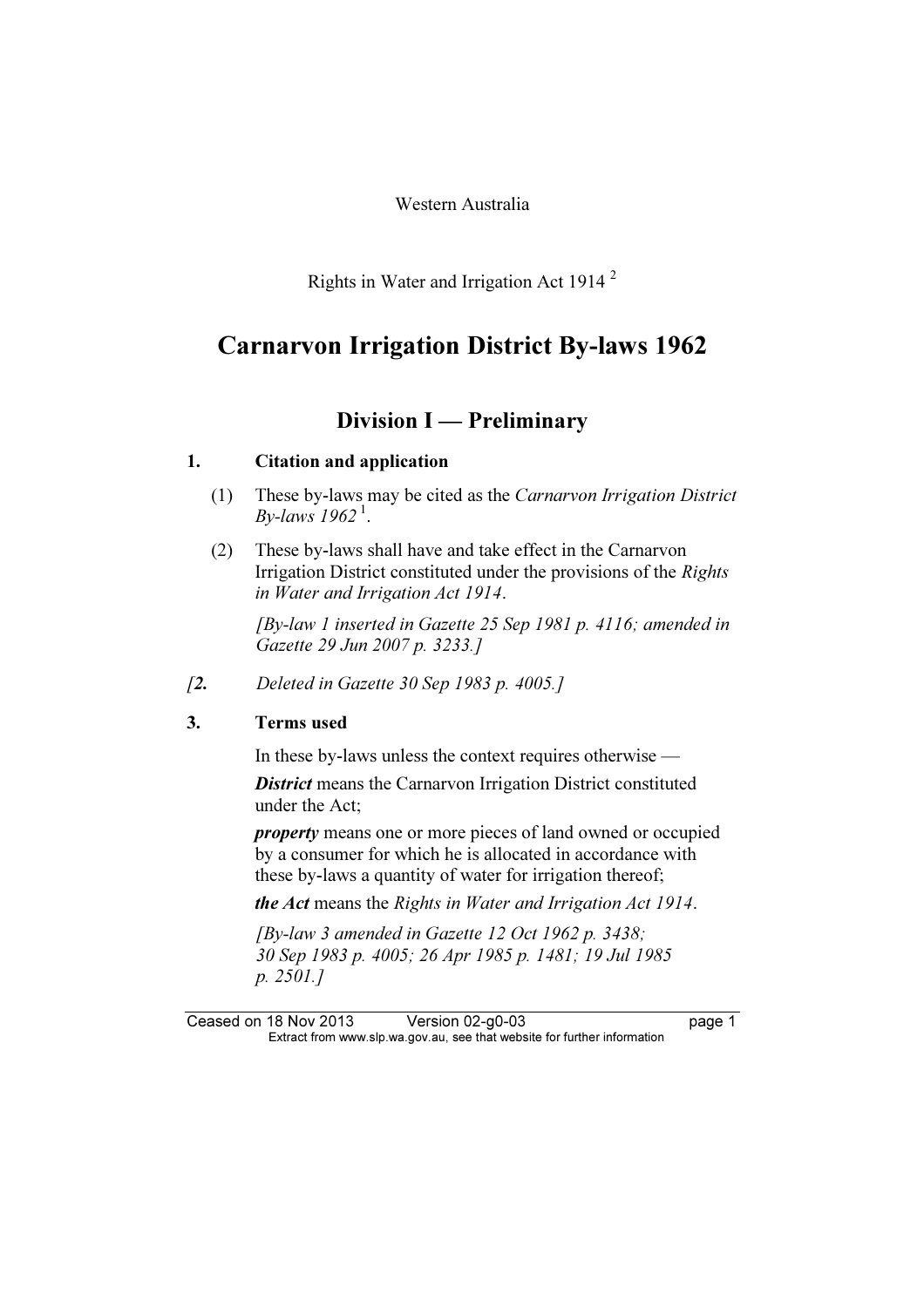Western Australia

Rights in Water and Irrigation Act 1914 [2]

# Carnarvon Irrigation District By-laws 1962

## Division I — Preliminary

**1. Citation and application**

(1) These by-laws may be cited as the *Carnarvon Irrigation District By-laws 1962* [1].

(2) These by-laws shall have and take effect in the Carnarvon Irrigation District constituted under the provisions of the *Rights in Water and Irrigation Act 1914*.

*[By-law 1 inserted in Gazette 25 Sep 1981 p. 4116; amended in Gazette 29 Jun 2007 p. 3233.]*

*[**2.** Deleted in Gazette 30 Sep 1983 p. 4005.]*

**3. Terms used**

In these by-laws unless the context requires otherwise —

***District*** means the Carnarvon Irrigation District constituted under the Act;

***property*** means one or more pieces of land owned or occupied by a consumer for which he is allocated in accordance with these by-laws a quantity of water for irrigation thereof;

***the Act*** means the *Rights in Water and Irrigation Act 1914*.

*[By-law 3 amended in Gazette 12 Oct 1962 p. 3438; 30 Sep 1983 p. 4005; 26 Apr 1985 p. 1481; 19 Jul 1985 p. 2501.]*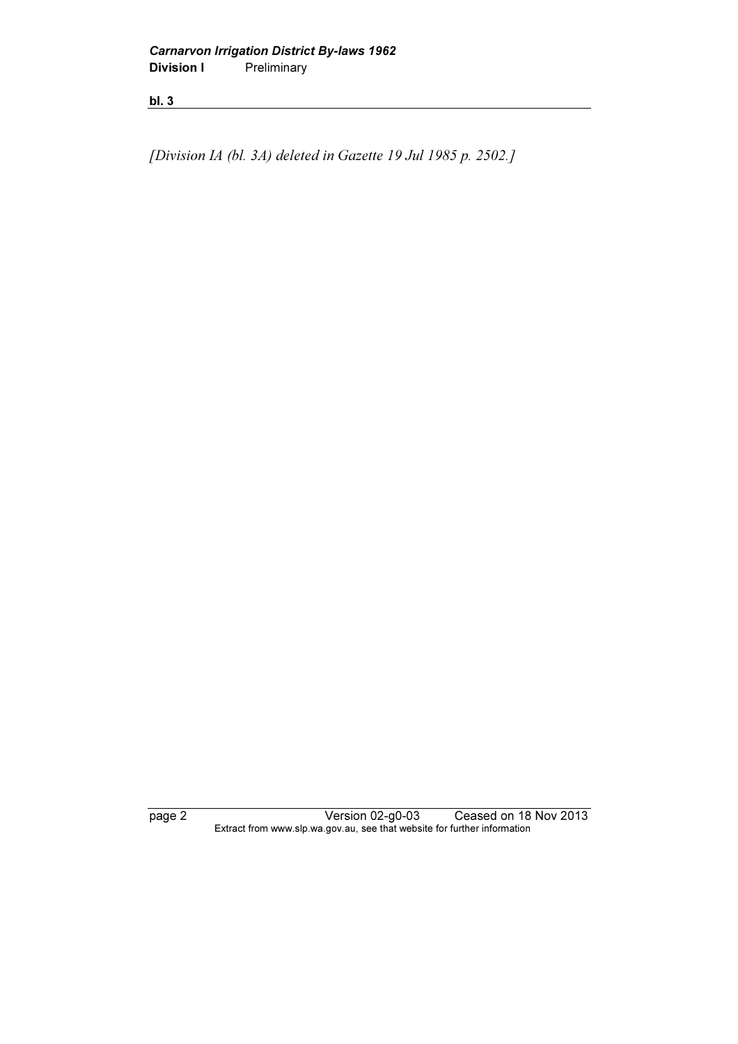*[Division IA (bl. 3A) deleted in Gazette 19 Jul 1985 p. 2502.]*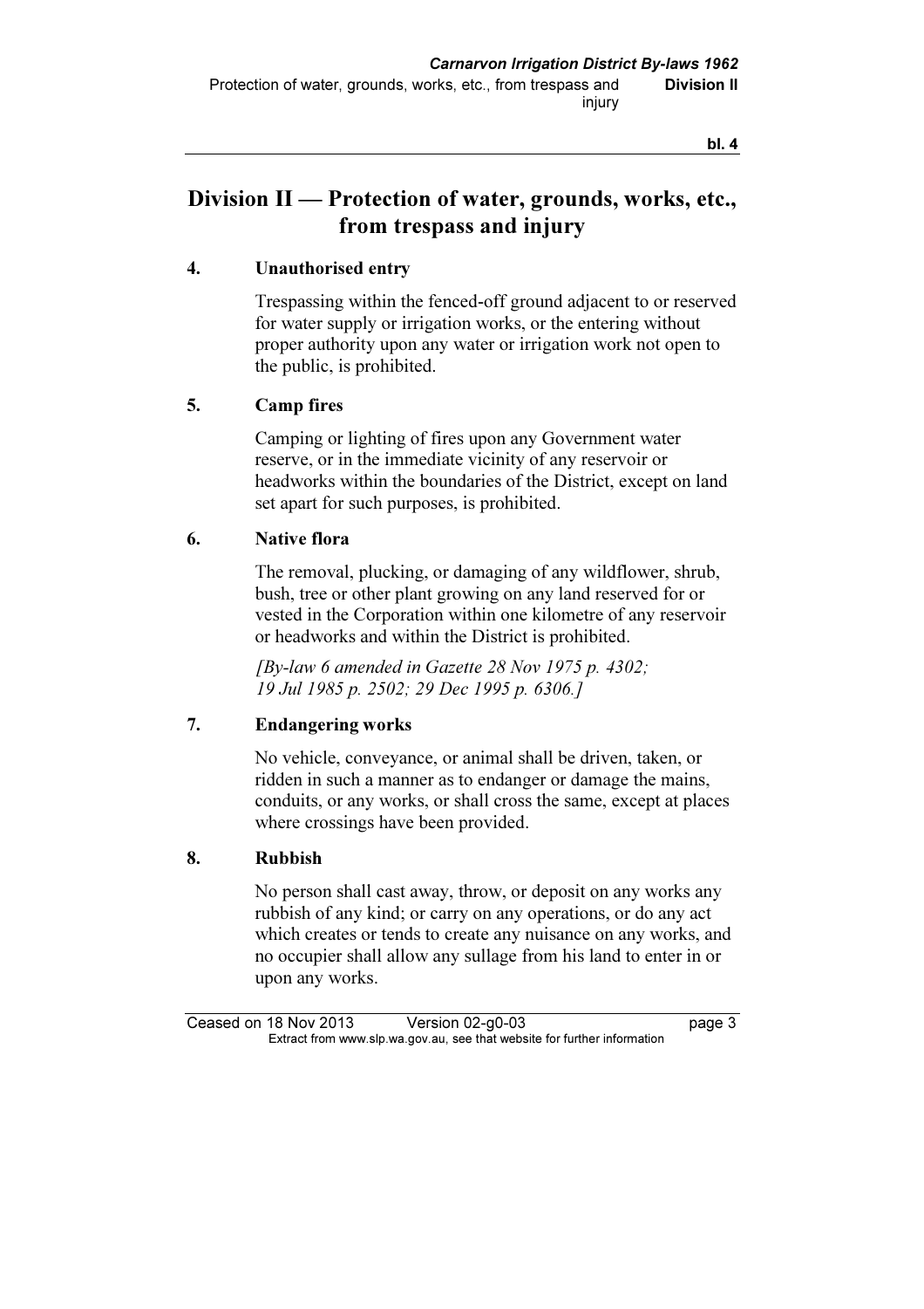# Division II — Protection of water, grounds, works, etc., from trespass and injury

## 4. Unauthorised entry

Trespassing within the fenced-off ground adjacent to or reserved for water supply or irrigation works, or the entering without proper authority upon any water or irrigation work not open to the public, is prohibited.

## 5. Camp fires

Camping or lighting of fires upon any Government water reserve, or in the immediate vicinity of any reservoir or headworks within the boundaries of the District, except on land set apart for such purposes, is prohibited.

## 6. Native flora

The removal, plucking, or damaging of any wildflower, shrub, bush, tree or other plant growing on any land reserved for or vested in the Corporation within one kilometre of any reservoir or headworks and within the District is prohibited.

*[By-law 6 amended in Gazette 28 Nov 1975 p. 4302; 19 Jul 1985 p. 2502; 29 Dec 1995 p. 6306.]*

## 7. Endangering works

No vehicle, conveyance, or animal shall be driven, taken, or ridden in such a manner as to endanger or damage the mains, conduits, or any works, or shall cross the same, except at places where crossings have been provided.

## 8. Rubbish

No person shall cast away, throw, or deposit on any works any rubbish of any kind; or carry on any operations, or do any act which creates or tends to create any nuisance on any works, and no occupier shall allow any sullage from his land to enter in or upon any works.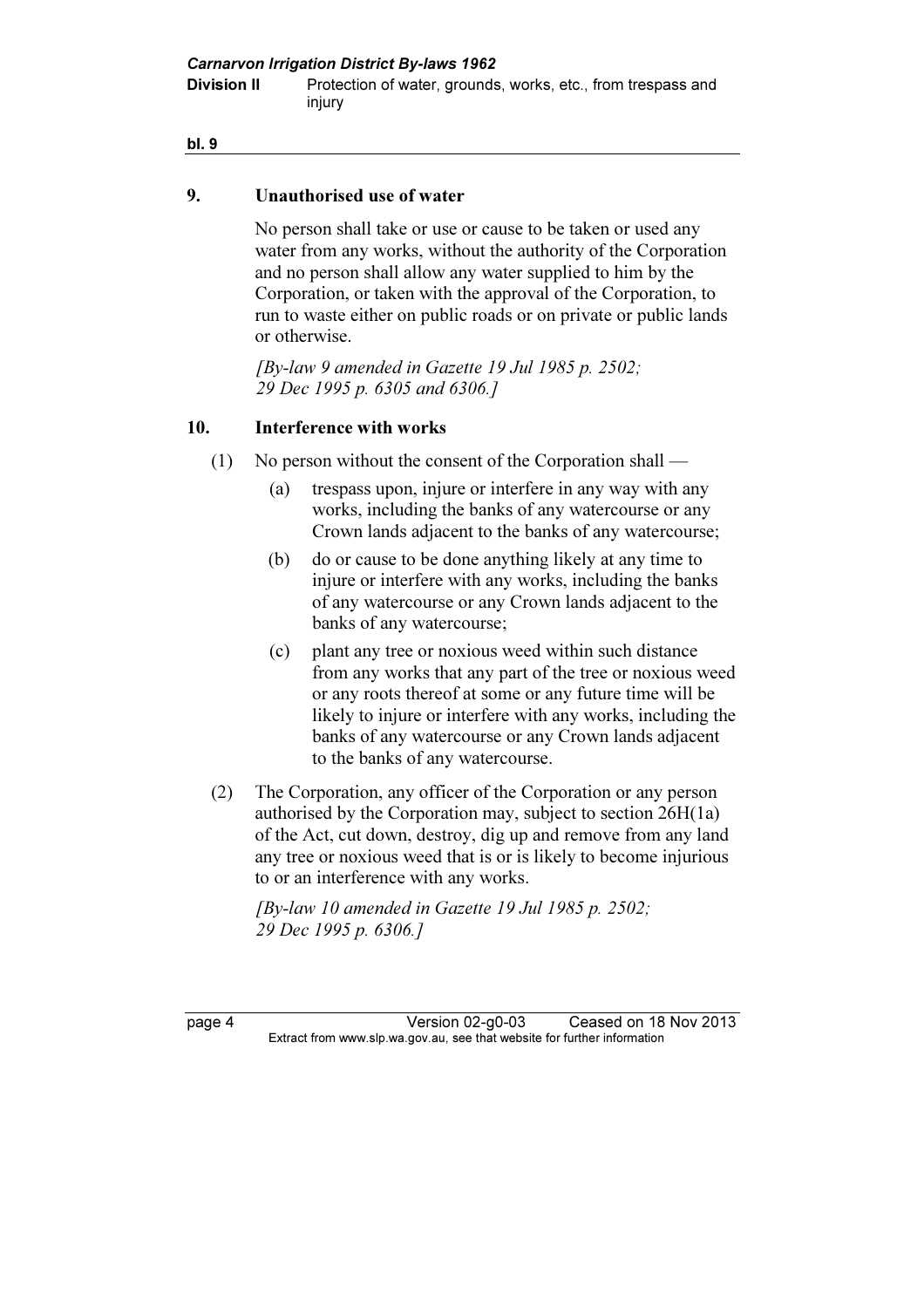### 9. Unauthorised use of water

No person shall take or use or cause to be taken or used any water from any works, without the authority of the Corporation and no person shall allow any water supplied to him by the Corporation, or taken with the approval of the Corporation, to run to waste either on public roads or on private or public lands or otherwise.

*[By-law 9 amended in Gazette 19 Jul 1985 p. 2502; 29 Dec 1995 p. 6305 and 6306.]*

### 10. Interference with works

(1) No person without the consent of the Corporation shall —

(a) trespass upon, injure or interfere in any way with any works, including the banks of any watercourse or any Crown lands adjacent to the banks of any watercourse;

(b) do or cause to be done anything likely at any time to injure or interfere with any works, including the banks of any watercourse or any Crown lands adjacent to the banks of any watercourse;

(c) plant any tree or noxious weed within such distance from any works that any part of the tree or noxious weed or any roots thereof at some or any future time will be likely to injure or interfere with any works, including the banks of any watercourse or any Crown lands adjacent to the banks of any watercourse.

(2) The Corporation, any officer of the Corporation or any person authorised by the Corporation may, subject to section 26H(1a) of the Act, cut down, destroy, dig up and remove from any land any tree or noxious weed that is or is likely to become injurious to or an interference with any works.

*[By-law 10 amended in Gazette 19 Jul 1985 p. 2502; 29 Dec 1995 p. 6306.]*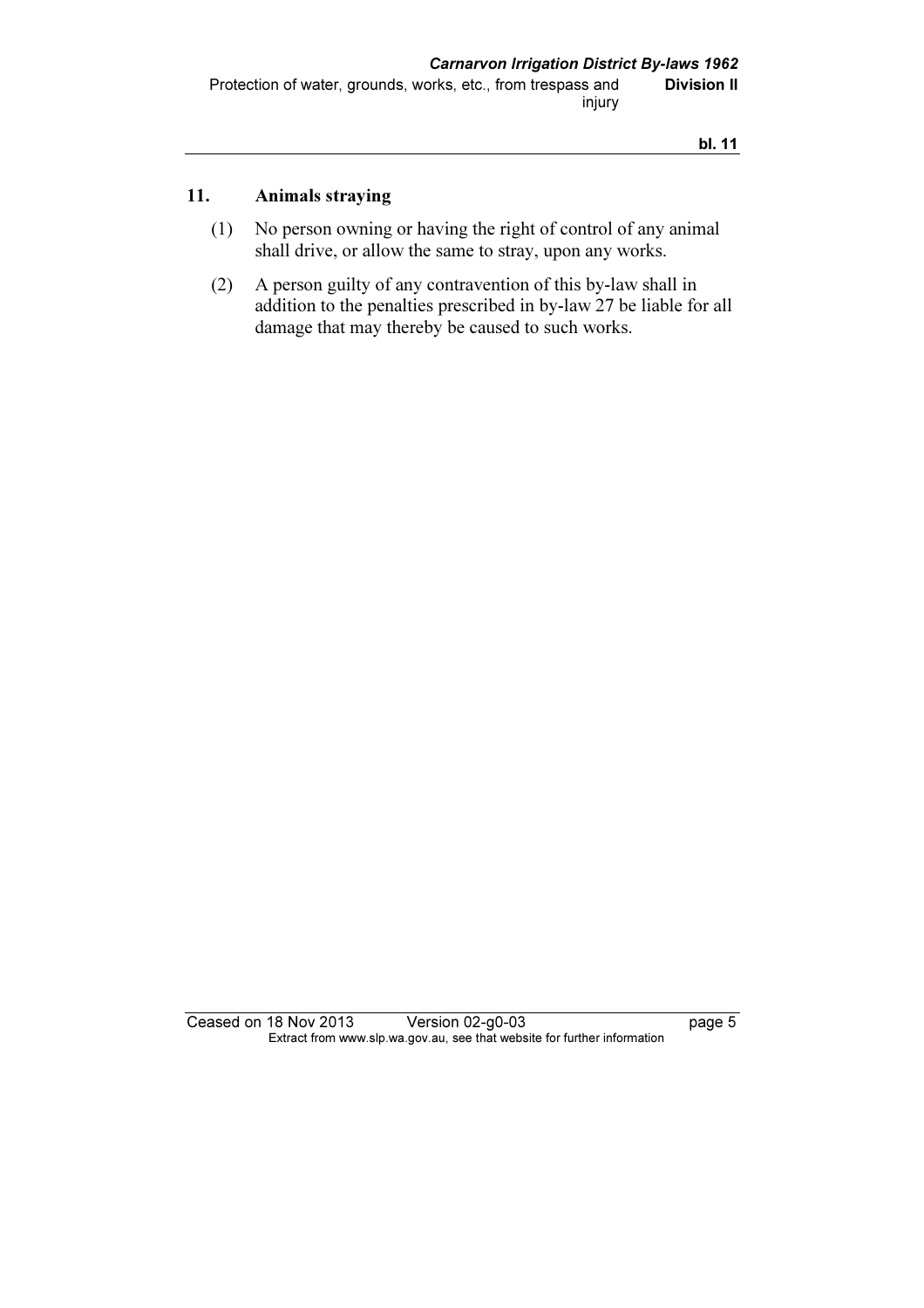## 11. Animals straying

(1) No person owning or having the right of control of any animal shall drive, or allow the same to stray, upon any works.

(2) A person guilty of any contravention of this by-law shall in addition to the penalties prescribed in by-law 27 be liable for all damage that may thereby be caused to such works.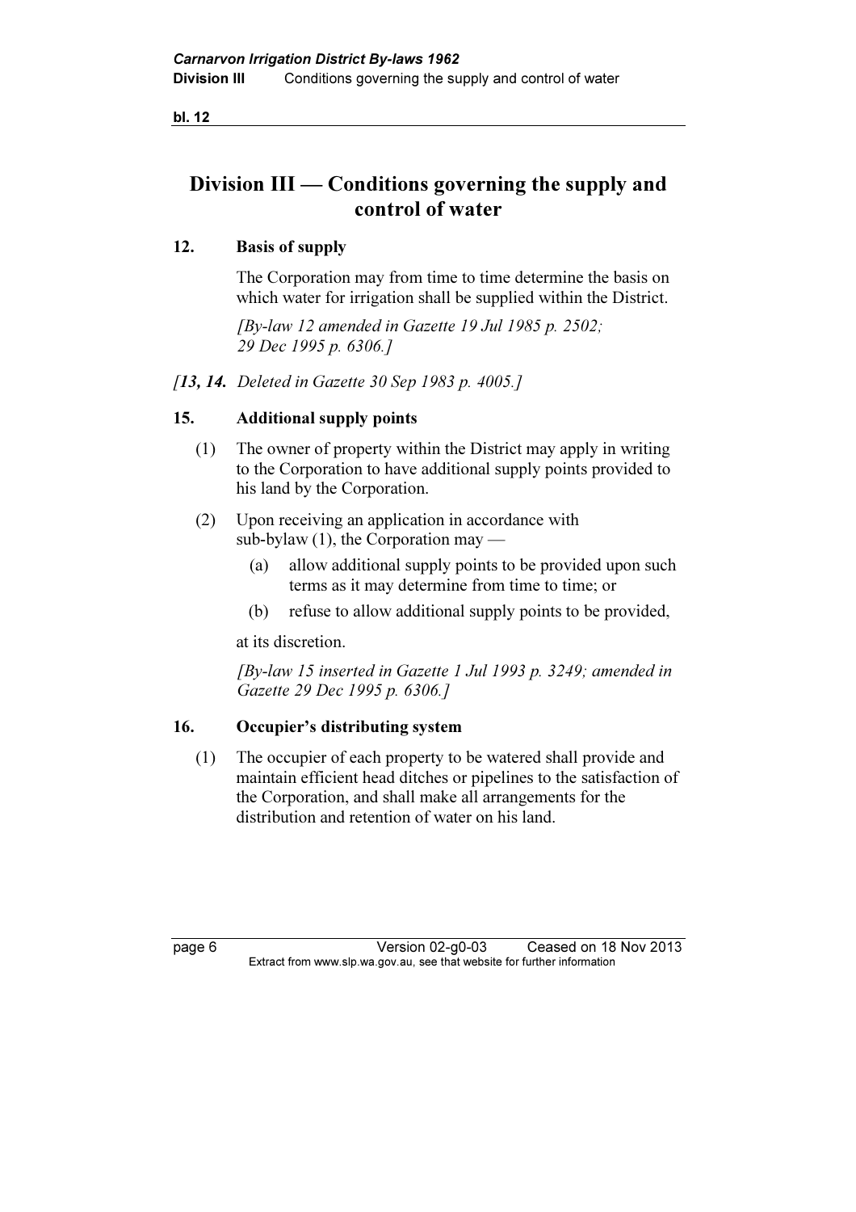## Division III — Conditions governing the supply and control of water

### 12. Basis of supply

The Corporation may from time to time determine the basis on which water for irrigation shall be supplied within the District.

*[By-law 12 amended in Gazette 19 Jul 1985 p. 2502; 29 Dec 1995 p. 6306.]*

*[**13, 14.** Deleted in Gazette 30 Sep 1983 p. 4005.]*

### 15. Additional supply points

(1) The owner of property within the District may apply in writing to the Corporation to have additional supply points provided to his land by the Corporation.

(2) Upon receiving an application in accordance with sub-bylaw (1), the Corporation may —

- (a) allow additional supply points to be provided upon such terms as it may determine from time to time; or
- (b) refuse to allow additional supply points to be provided,

at its discretion.

*[By-law 15 inserted in Gazette 1 Jul 1993 p. 3249; amended in Gazette 29 Dec 1995 p. 6306.]*

### 16. Occupier's distributing system

(1) The occupier of each property to be watered shall provide and maintain efficient head ditches or pipelines to the satisfaction of the Corporation, and shall make all arrangements for the distribution and retention of water on his land.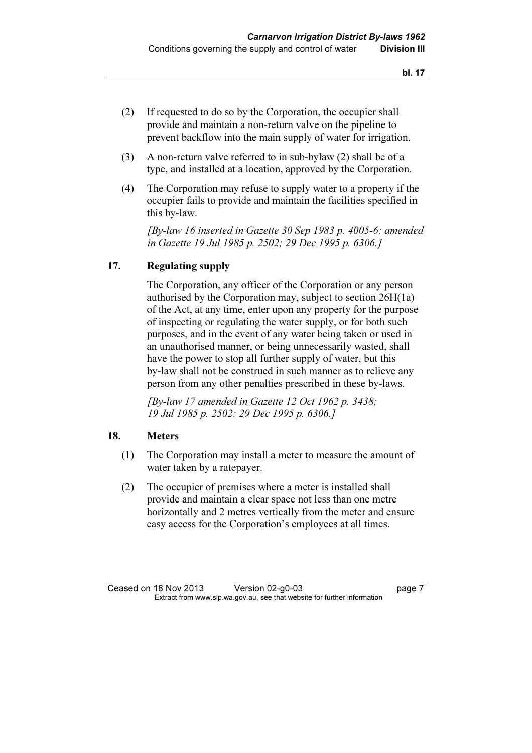(2) If requested to do so by the Corporation, the occupier shall provide and maintain a non-return valve on the pipeline to prevent backflow into the main supply of water for irrigation.

(3) A non-return valve referred to in sub-bylaw (2) shall be of a type, and installed at a location, approved by the Corporation.

(4) The Corporation may refuse to supply water to a property if the occupier fails to provide and maintain the facilities specified in this by-law.

*[By-law 16 inserted in Gazette 30 Sep 1983 p. 4005-6; amended in Gazette 19 Jul 1985 p. 2502; 29 Dec 1995 p. 6306.]*

## 17. Regulating supply

The Corporation, any officer of the Corporation or any person authorised by the Corporation may, subject to section 26H(1a) of the Act, at any time, enter upon any property for the purpose of inspecting or regulating the water supply, or for both such purposes, and in the event of any water being taken or used in an unauthorised manner, or being unnecessarily wasted, shall have the power to stop all further supply of water, but this by-law shall not be construed in such manner as to relieve any person from any other penalties prescribed in these by-laws.

*[By-law 17 amended in Gazette 12 Oct 1962 p. 3438; 19 Jul 1985 p. 2502; 29 Dec 1995 p. 6306.]*

## 18. Meters

(1) The Corporation may install a meter to measure the amount of water taken by a ratepayer.

(2) The occupier of premises where a meter is installed shall provide and maintain a clear space not less than one metre horizontally and 2 metres vertically from the meter and ensure easy access for the Corporation's employees at all times.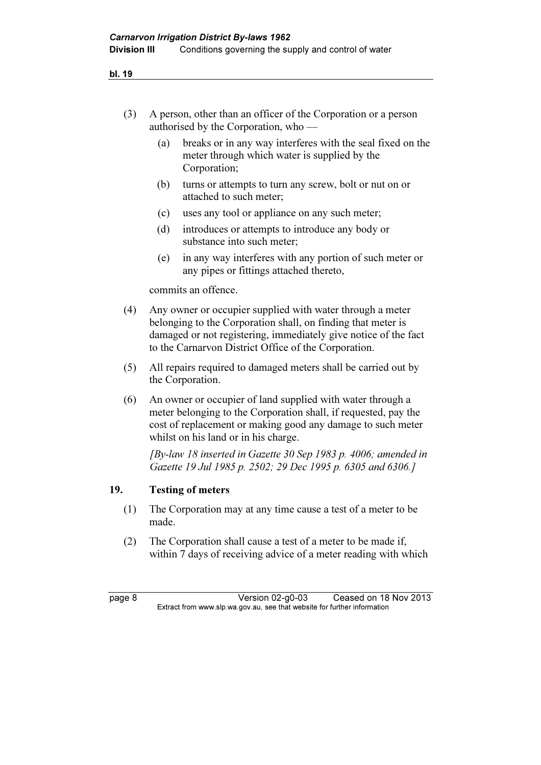(3) A person, other than an officer of the Corporation or a person authorised by the Corporation, who —

   (a) breaks or in any way interferes with the seal fixed on the meter through which water is supplied by the Corporation;

   (b) turns or attempts to turn any screw, bolt or nut on or attached to such meter;

   (c) uses any tool or appliance on any such meter;

   (d) introduces or attempts to introduce any body or substance into such meter;

   (e) in any way interferes with any portion of such meter or any pipes or fittings attached thereto,

   commits an offence.

(4) Any owner or occupier supplied with water through a meter belonging to the Corporation shall, on finding that meter is damaged or not registering, immediately give notice of the fact to the Carnarvon District Office of the Corporation.

(5) All repairs required to damaged meters shall be carried out by the Corporation.

(6) An owner or occupier of land supplied with water through a meter belonging to the Corporation shall, if requested, pay the cost of replacement or making good any damage to such meter whilst on his land or in his charge.

*[By-law 18 inserted in Gazette 30 Sep 1983 p. 4006; amended in Gazette 19 Jul 1985 p. 2502; 29 Dec 1995 p. 6305 and 6306.]*

### 19. Testing of meters

(1) The Corporation may at any time cause a test of a meter to be made.

(2) The Corporation shall cause a test of a meter to be made if, within 7 days of receiving advice of a meter reading with which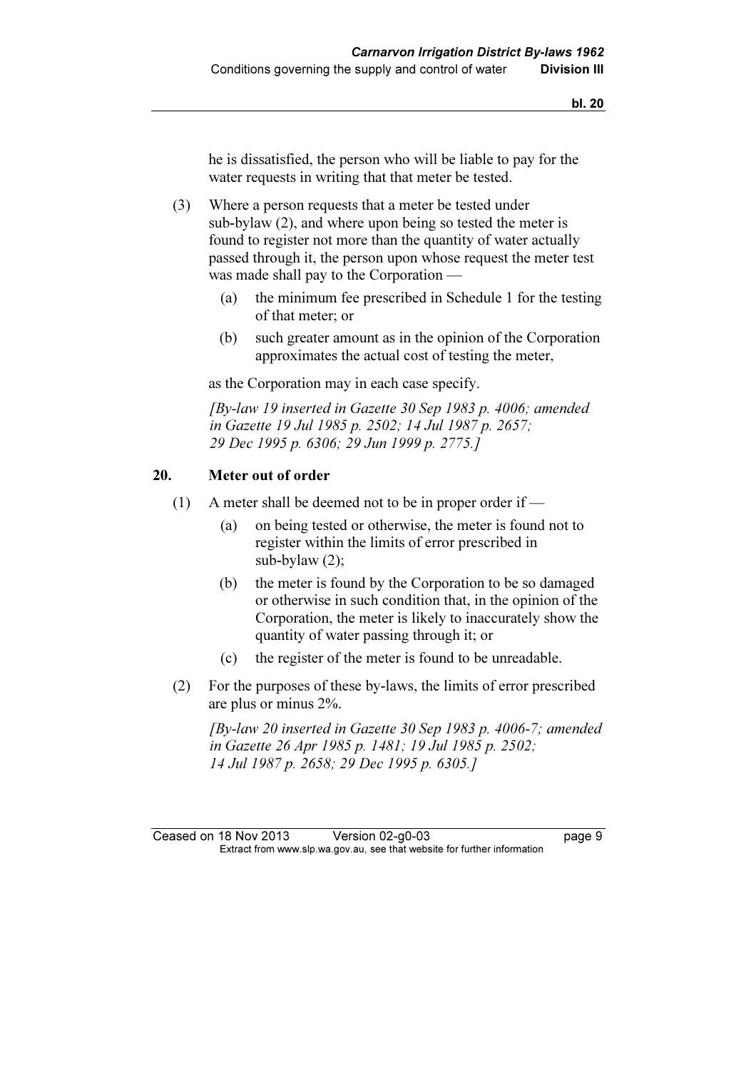he is dissatisfied, the person who will be liable to pay for the water requests in writing that that meter be tested.

(3) Where a person requests that a meter be tested under sub-bylaw (2), and where upon being so tested the meter is found to register not more than the quantity of water actually passed through it, the person upon whose request the meter test was made shall pay to the Corporation —

(a) the minimum fee prescribed in Schedule 1 for the testing of that meter; or

(b) such greater amount as in the opinion of the Corporation approximates the actual cost of testing the meter,

as the Corporation may in each case specify.

*[By-law 19 inserted in Gazette 30 Sep 1983 p. 4006; amended in Gazette 19 Jul 1985 p. 2502; 14 Jul 1987 p. 2657; 29 Dec 1995 p. 6306; 29 Jun 1999 p. 2775.]*

## 20. Meter out of order

(1) A meter shall be deemed not to be in proper order if —

(a) on being tested or otherwise, the meter is found not to register within the limits of error prescribed in sub-bylaw (2);

(b) the meter is found by the Corporation to be so damaged or otherwise in such condition that, in the opinion of the Corporation, the meter is likely to inaccurately show the quantity of water passing through it; or

(c) the register of the meter is found to be unreadable.

(2) For the purposes of these by-laws, the limits of error prescribed are plus or minus 2%.

*[By-law 20 inserted in Gazette 30 Sep 1983 p. 4006-7; amended in Gazette 26 Apr 1985 p. 1481; 19 Jul 1985 p. 2502; 14 Jul 1987 p. 2658; 29 Dec 1995 p. 6305.]*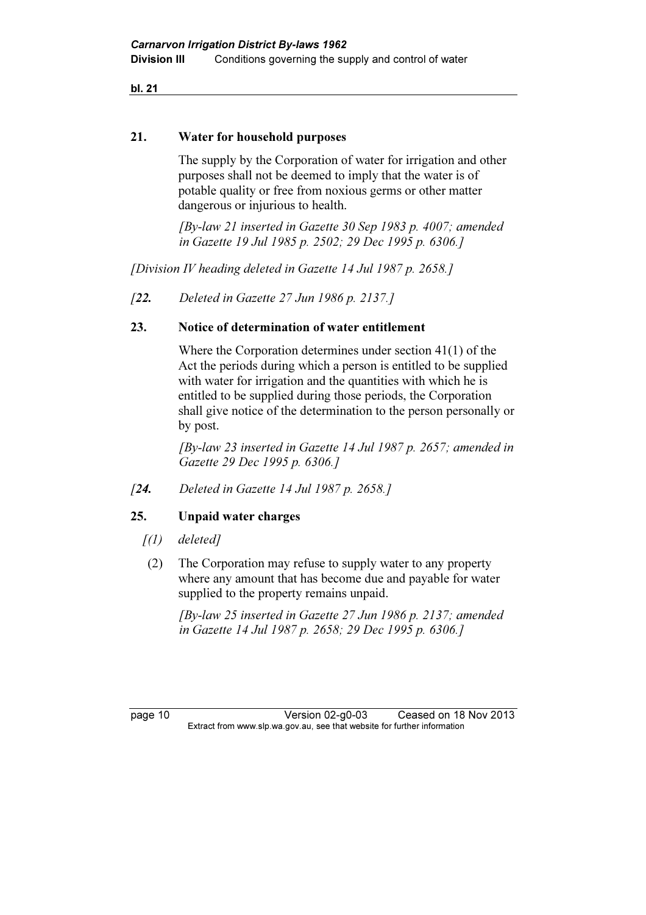### 21. Water for household purposes

The supply by the Corporation of water for irrigation and other purposes shall not be deemed to imply that the water is of potable quality or free from noxious germs or other matter dangerous or injurious to health.

*[By-law 21 inserted in Gazette 30 Sep 1983 p. 4007; amended in Gazette 19 Jul 1985 p. 2502; 29 Dec 1995 p. 6306.]*

*[Division IV heading deleted in Gazette 14 Jul 1987 p. 2658.]*

*[**22.** Deleted in Gazette 27 Jun 1986 p. 2137.]*

### 23. Notice of determination of water entitlement

Where the Corporation determines under section 41(1) of the Act the periods during which a person is entitled to be supplied with water for irrigation and the quantities with which he is entitled to be supplied during those periods, the Corporation shall give notice of the determination to the person personally or by post.

*[By-law 23 inserted in Gazette 14 Jul 1987 p. 2657; amended in Gazette 29 Dec 1995 p. 6306.]*

*[**24.** Deleted in Gazette 14 Jul 1987 p. 2658.]*

### 25. Unpaid water charges

*[(1) deleted]*

(2) The Corporation may refuse to supply water to any property where any amount that has become due and payable for water supplied to the property remains unpaid.

*[By-law 25 inserted in Gazette 27 Jun 1986 p. 2137; amended in Gazette 14 Jul 1987 p. 2658; 29 Dec 1995 p. 6306.]*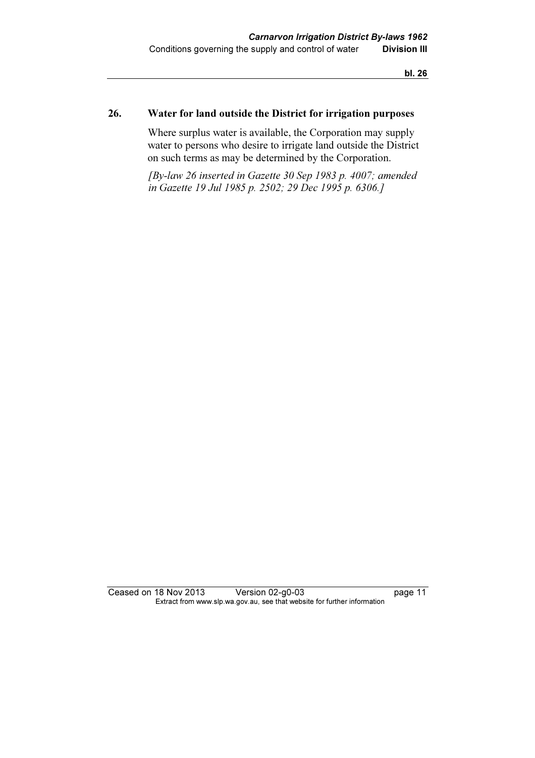## 26. Water for land outside the District for irrigation purposes

Where surplus water is available, the Corporation may supply water to persons who desire to irrigate land outside the District on such terms as may be determined by the Corporation.

*[By-law 26 inserted in Gazette 30 Sep 1983 p. 4007; amended in Gazette 19 Jul 1985 p. 2502; 29 Dec 1995 p. 6306.]*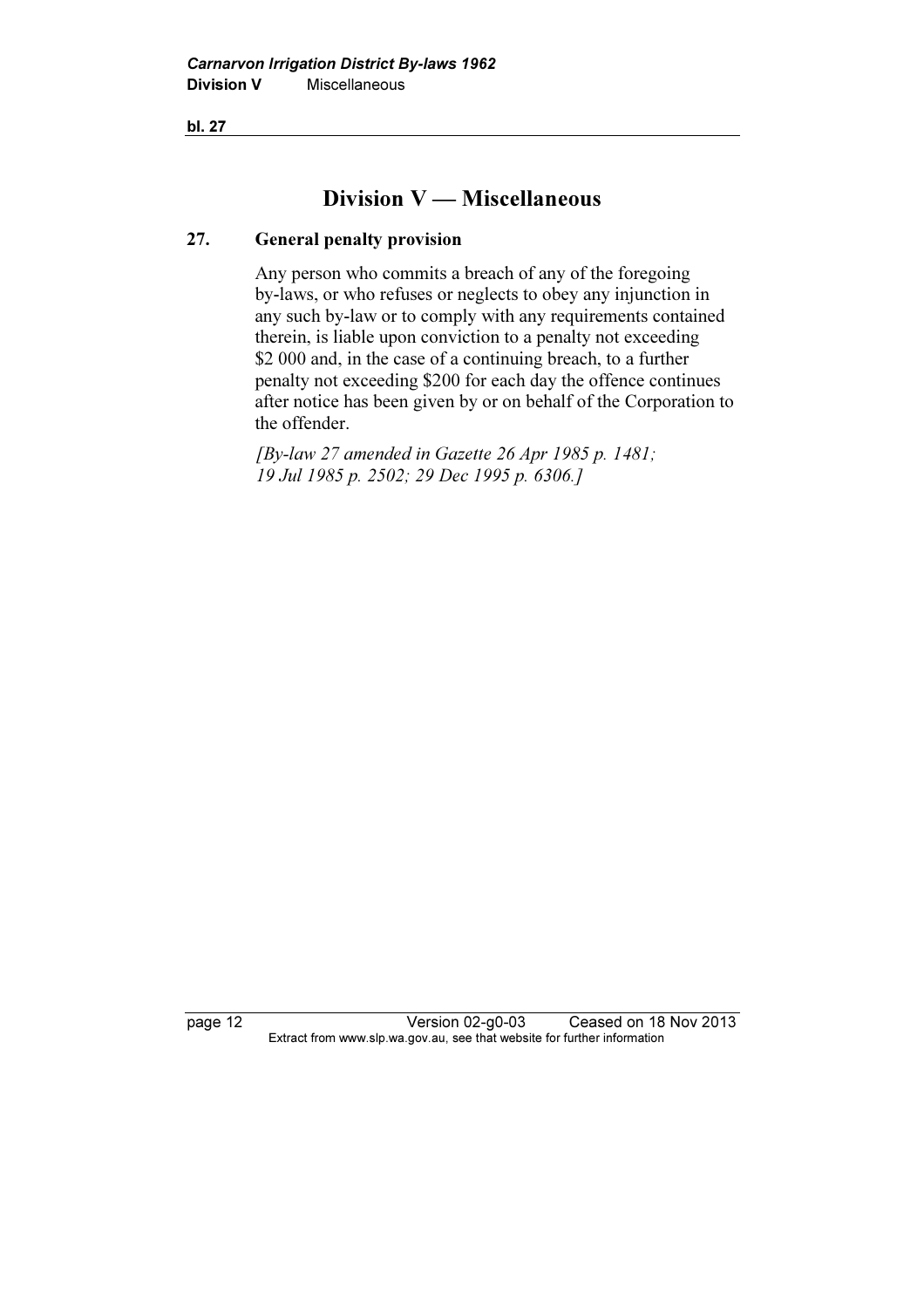## Division V — Miscellaneous

### 27. General penalty provision

Any person who commits a breach of any of the foregoing by-laws, or who refuses or neglects to obey any injunction in any such by-law or to comply with any requirements contained therein, is liable upon conviction to a penalty not exceeding $2 000 and, in the case of a continuing breach, to a further penalty not exceeding $200 for each day the offence continues after notice has been given by or on behalf of the Corporation to the offender.

*[By-law 27 amended in Gazette 26 Apr 1985 p. 1481; 19 Jul 1985 p. 2502; 29 Dec 1995 p. 6306.]*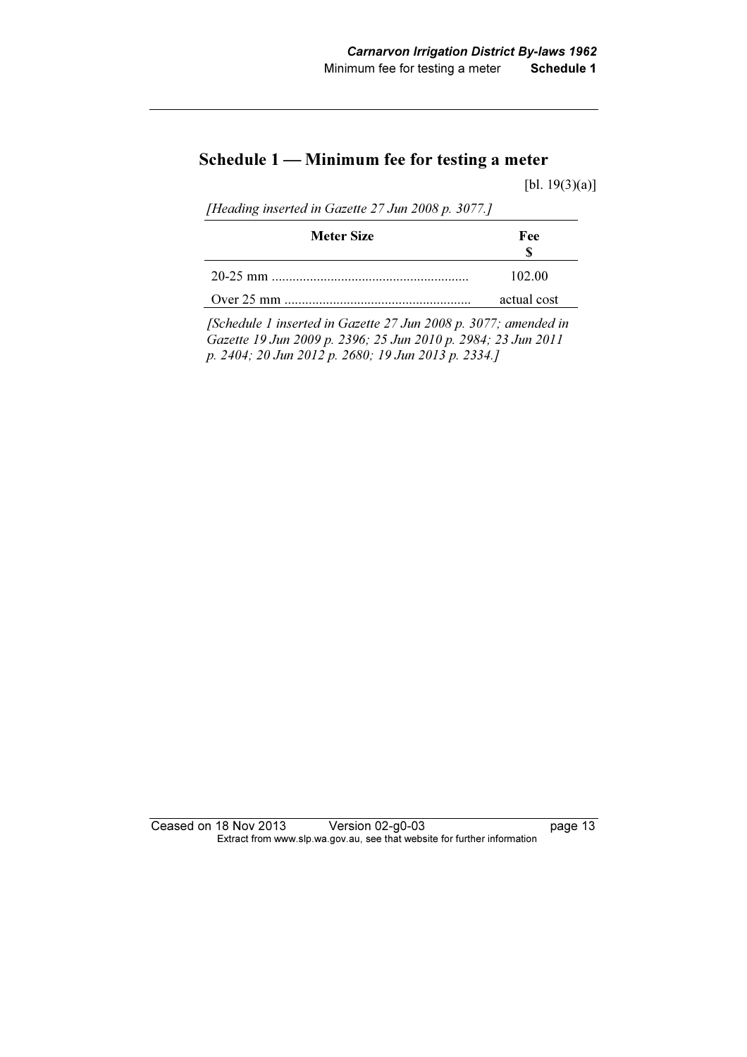## Schedule 1 — Minimum fee for testing a meter

[bl. 19(3)(a)]

*[Heading inserted in Gazette 27 Jun 2008 p. 3077.]*

| Meter Size | Fee $ |
|---|---|
| 20-25 mm ........................................................ | 102.00 |
| Over 25 mm ..................................................... | actual cost |

*[Schedule 1 inserted in Gazette 27 Jun 2008 p. 3077; amended in Gazette 19 Jun 2009 p. 2396; 25 Jun 2010 p. 2984; 23 Jun 2011 p. 2404; 20 Jun 2012 p. 2680; 19 Jun 2013 p. 2334.]*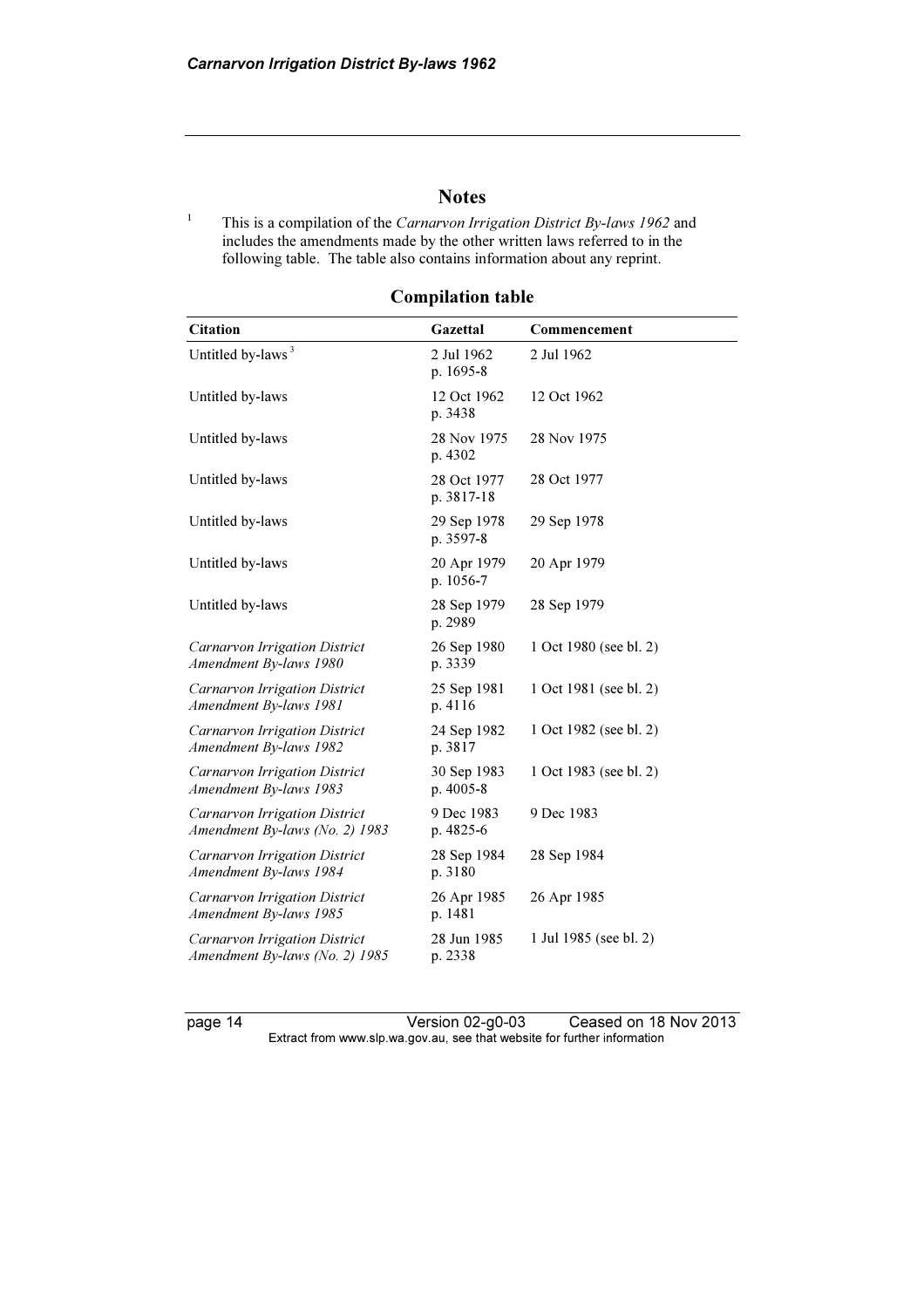## Notes

[1] This is a compilation of the *Carnarvon Irrigation District By-laws 1962* and includes the amendments made by the other written laws referred to in the following table. The table also contains information about any reprint.

### Compilation table

| Citation | Gazettal | Commencement |
|---|---|---|
| Untitled by-laws [3] | 2 Jul 1962 p. 1695-8 | 2 Jul 1962 |
| Untitled by-laws | 12 Oct 1962 p. 3438 | 12 Oct 1962 |
| Untitled by-laws | 28 Nov 1975 p. 4302 | 28 Nov 1975 |
| Untitled by-laws | 28 Oct 1977 p. 3817-18 | 28 Oct 1977 |
| Untitled by-laws | 29 Sep 1978 p. 3597-8 | 29 Sep 1978 |
| Untitled by-laws | 20 Apr 1979 p. 1056-7 | 20 Apr 1979 |
| Untitled by-laws | 28 Sep 1979 p. 2989 | 28 Sep 1979 |
| *Carnarvon Irrigation District Amendment By-laws 1980* | 26 Sep 1980 p. 3339 | 1 Oct 1980 (see bl. 2) |
| *Carnarvon Irrigation District Amendment By-laws 1981* | 25 Sep 1981 p. 4116 | 1 Oct 1981 (see bl. 2) |
| *Carnarvon Irrigation District Amendment By-laws 1982* | 24 Sep 1982 p. 3817 | 1 Oct 1982 (see bl. 2) |
| *Carnarvon Irrigation District Amendment By-laws 1983* | 30 Sep 1983 p. 4005-8 | 1 Oct 1983 (see bl. 2) |
| *Carnarvon Irrigation District Amendment By-laws (No. 2) 1983* | 9 Dec 1983 p. 4825-6 | 9 Dec 1983 |
| *Carnarvon Irrigation District Amendment By-laws 1984* | 28 Sep 1984 p. 3180 | 28 Sep 1984 |
| *Carnarvon Irrigation District Amendment By-laws 1985* | 26 Apr 1985 p. 1481 | 26 Apr 1985 |
| *Carnarvon Irrigation District Amendment By-laws (No. 2) 1985* | 28 Jun 1985 p. 2338 | 1 Jul 1985 (see bl. 2) |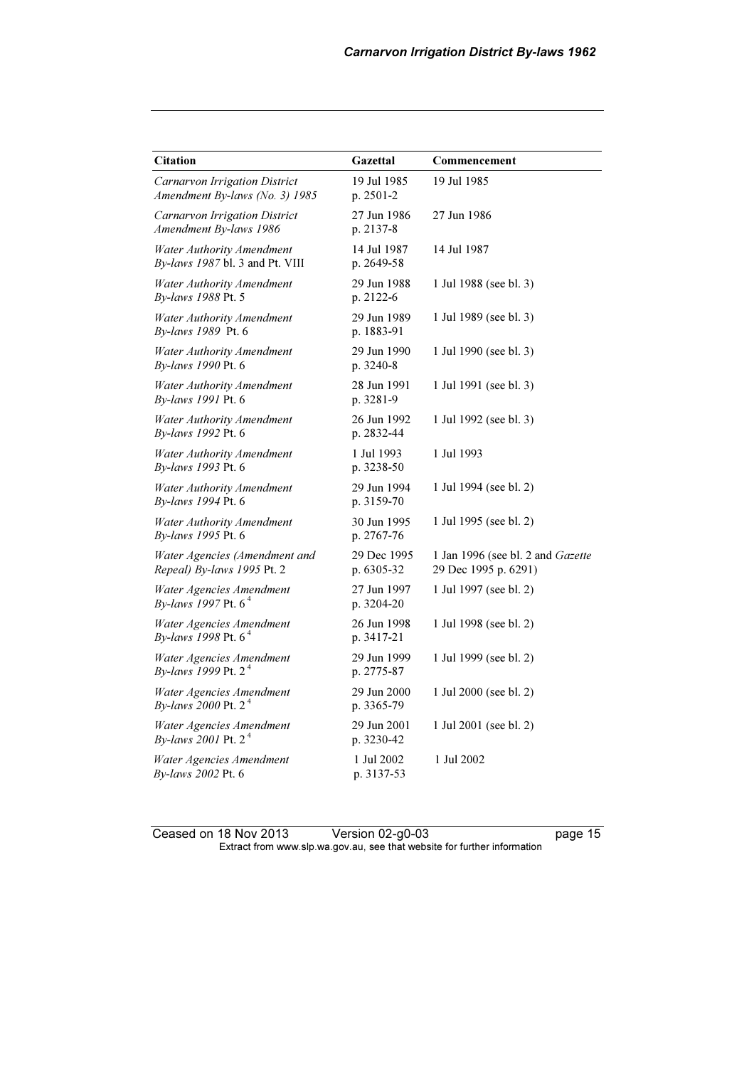| Citation | Gazettal | Commencement |
|---|---|---|
| *Carnarvon Irrigation District Amendment By-laws (No. 3) 1985* | 19 Jul 1985 p. 2501-2 | 19 Jul 1985 |
| *Carnarvon Irrigation District Amendment By-laws 1986* | 27 Jun 1986 p. 2137-8 | 27 Jun 1986 |
| *Water Authority Amendment By-laws 1987* bl. 3 and Pt. VIII | 14 Jul 1987 p. 2649-58 | 14 Jul 1987 |
| *Water Authority Amendment By-laws 1988* Pt. 5 | 29 Jun 1988 p. 2122-6 | 1 Jul 1988 (see bl. 3) |
| *Water Authority Amendment By-laws 1989* Pt. 6 | 29 Jun 1989 p. 1883-91 | 1 Jul 1989 (see bl. 3) |
| *Water Authority Amendment By-laws 1990* Pt. 6 | 29 Jun 1990 p. 3240-8 | 1 Jul 1990 (see bl. 3) |
| *Water Authority Amendment By-laws 1991* Pt. 6 | 28 Jun 1991 p. 3281-9 | 1 Jul 1991 (see bl. 3) |
| *Water Authority Amendment By-laws 1992* Pt. 6 | 26 Jun 1992 p. 2832-44 | 1 Jul 1992 (see bl. 3) |
| *Water Authority Amendment By-laws 1993* Pt. 6 | 1 Jul 1993 p. 3238-50 | 1 Jul 1993 |
| *Water Authority Amendment By-laws 1994* Pt. 6 | 29 Jun 1994 p. 3159-70 | 1 Jul 1994 (see bl. 2) |
| *Water Authority Amendment By-laws 1995* Pt. 6 | 30 Jun 1995 p. 2767-76 | 1 Jul 1995 (see bl. 2) |
| *Water Agencies (Amendment and Repeal) By-laws 1995* Pt. 2 | 29 Dec 1995 p. 6305-32 | 1 Jan 1996 (see bl. 2 and *Gazette* 29 Dec 1995 p. 6291) |
| *Water Agencies Amendment By-laws 1997* Pt. 6 [4] | 27 Jun 1997 p. 3204-20 | 1 Jul 1997 (see bl. 2) |
| *Water Agencies Amendment By-laws 1998* Pt. 6 [4] | 26 Jun 1998 p. 3417-21 | 1 Jul 1998 (see bl. 2) |
| *Water Agencies Amendment By-laws 1999* Pt. 2 [4] | 29 Jun 1999 p. 2775-87 | 1 Jul 1999 (see bl. 2) |
| *Water Agencies Amendment By-laws 2000* Pt. 2 [4] | 29 Jun 2000 p. 3365-79 | 1 Jul 2000 (see bl. 2) |
| *Water Agencies Amendment By-laws 2001* Pt. 2 [4] | 29 Jun 2001 p. 3230-42 | 1 Jul 2001 (see bl. 2) |
| *Water Agencies Amendment By-laws 2002* Pt. 6 | 1 Jul 2002 p. 3137-53 | 1 Jul 2002 |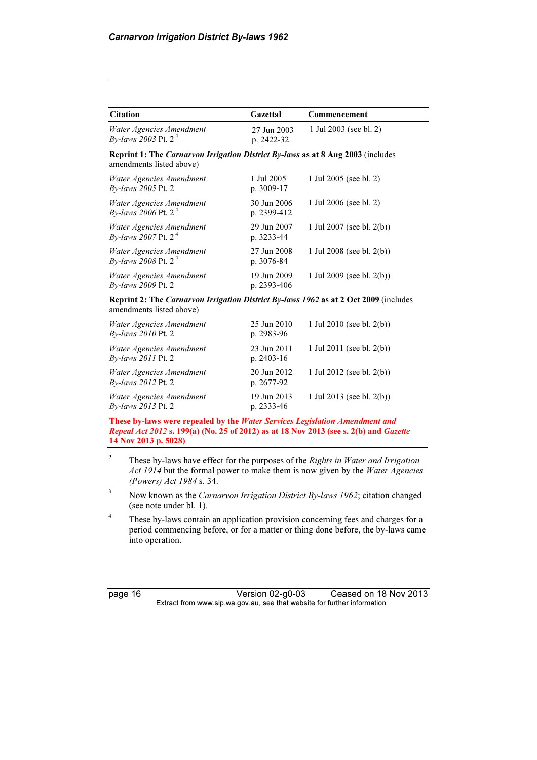| Citation | Gazettal | Commencement |
|---|---|---|
| *Water Agencies Amendment By-laws 2003* Pt. 2 [4] | 27 Jun 2003 p. 2422-32 | 1 Jul 2003 (see bl. 2) |
| **Reprint 1: The *Carnarvon Irrigation District By-laws* as at 8 Aug 2003** (includes amendments listed above) | | |
| *Water Agencies Amendment By-laws 2005* Pt. 2 | 1 Jul 2005 p. 3009-17 | 1 Jul 2005 (see bl. 2) |
| *Water Agencies Amendment By-laws 2006* Pt. 2 [4] | 30 Jun 2006 p. 2399-412 | 1 Jul 2006 (see bl. 2) |
| *Water Agencies Amendment By-laws 2007* Pt. 2 [4] | 29 Jun 2007 p. 3233-44 | 1 Jul 2007 (see bl. 2(b)) |
| *Water Agencies Amendment By-laws 2008* Pt. 2 [4] | 27 Jun 2008 p. 3076-84 | 1 Jul 2008 (see bl. 2(b)) |
| *Water Agencies Amendment By-laws 2009* Pt. 2 | 19 Jun 2009 p. 2393-406 | 1 Jul 2009 (see bl. 2(b)) |
| **Reprint 2: The *Carnarvon Irrigation District By-laws 1962* as at 2 Oct 2009** (includes amendments listed above) | | |
| *Water Agencies Amendment By-laws 2010* Pt. 2 | 25 Jun 2010 p. 2983-96 | 1 Jul 2010 (see bl. 2(b)) |
| *Water Agencies Amendment By-laws 2011* Pt. 2 | 23 Jun 2011 p. 2403-16 | 1 Jul 2011 (see bl. 2(b)) |
| *Water Agencies Amendment By-laws 2012* Pt. 2 | 20 Jun 2012 p. 2677-92 | 1 Jul 2012 (see bl. 2(b)) |
| *Water Agencies Amendment By-laws 2013* Pt. 2 | 19 Jun 2013 p. 2333-46 | 1 Jul 2013 (see bl. 2(b)) |
| **These by-laws were repealed by the *Water Services Legislation Amendment and Repeal Act 2012* s. 199(a) (No. 25 of 2012) as at 18 Nov 2013 (see s. 2(b) and *Gazette* 14 Nov 2013 p. 5028)** | | |

[2] These by-laws have effect for the purposes of the *Rights in Water and Irrigation Act 1914* but the formal power to make them is now given by the *Water Agencies (Powers) Act 1984* s. 34.

[3] Now known as the *Carnarvon Irrigation District By-laws 1962*; citation changed (see note under bl. 1).

[4] These by-laws contain an application provision concerning fees and charges for a period commencing before, or for a matter or thing done before, the by-laws came into operation.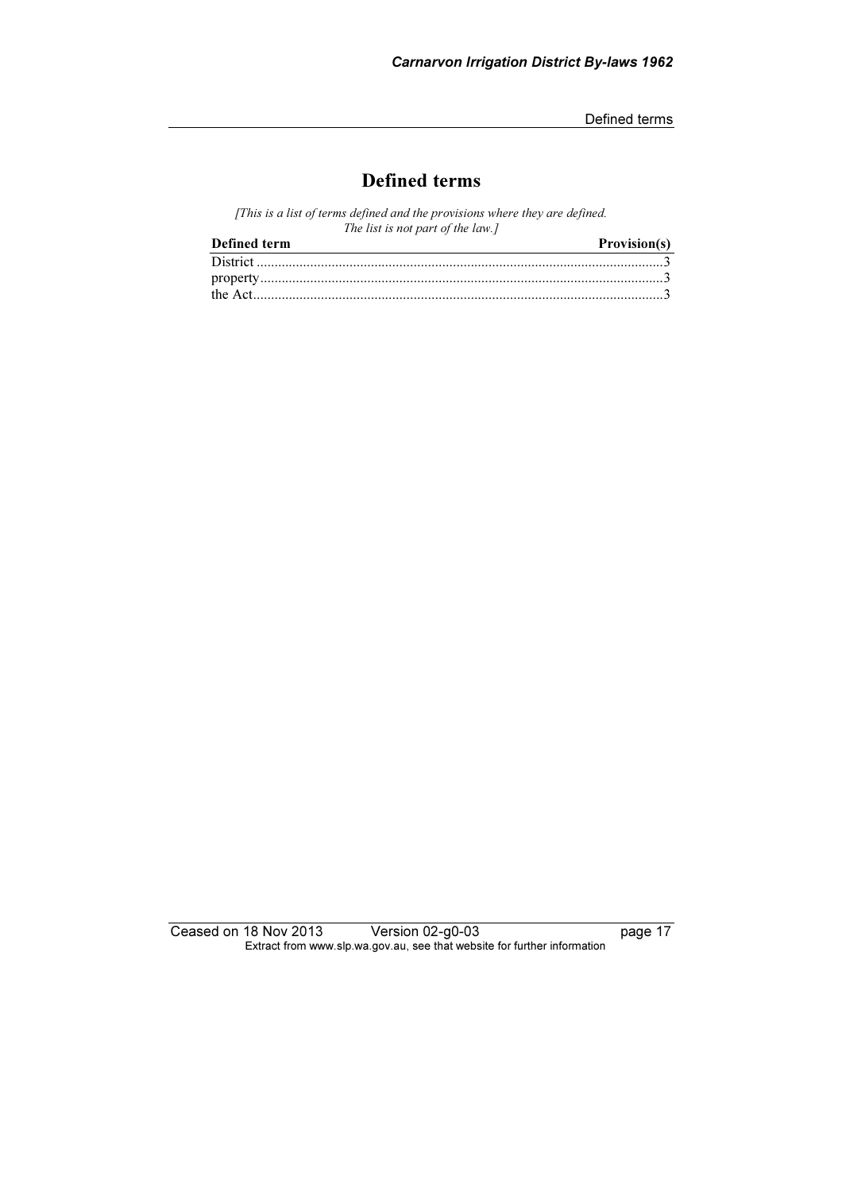# Defined terms

*[This is a list of terms defined and the provisions where they are defined. The list is not part of the law.]*

| Defined term | Provision(s) |
|---|---|
| District | 3 |
| property | 3 |
| the Act | 3 |